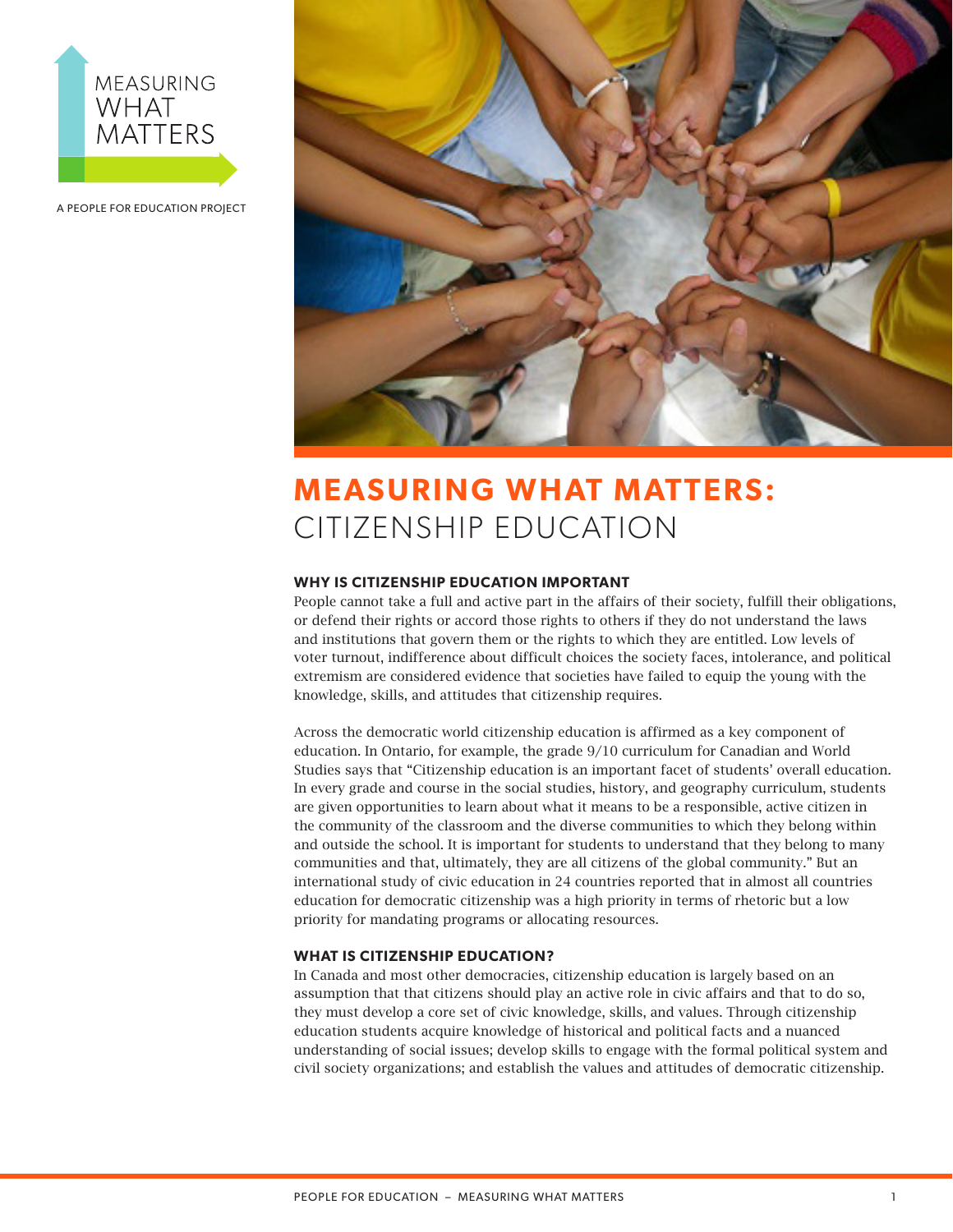MEASURING WHAT MATTERS

A PEOPLE FOR EDUCATION PROJECT

# MEASURING WHAT MATTERS: CITIZENSHIP EDUCATION

## WHY IS CITIZENSHIP EDUCATION IMPORTANT

People cannot take a full and active part in the affairs of their society, fulfill their obligations, or defend their rights or accord those rights to others if they do not understand the laws and institutions that govern them or the rights to which they are entitled. Low levels of voter turnout, indifference about difficult choices the society faces, intolerance, and political extremism are considered evidence that societies have failed to equip the young with the knowledge, skills, and attitudes that citizenship requires.

Across the democratic world citizenship education is affirmed as a key component of education. In Ontario, for example, the grade 9/10 curriculum for Canadian and World Studies says that "Citizenship education is an important facet of students' overall education. In every grade and course in the social studies, history, and geography curriculum, students are given opportunities to learn about what it means to be a responsible, active citizen in the community of the classroom and the diverse communities to which they belong within and outside the school. It is important for students to understand that they belong to many communities and that, ultimately, they are all citizens of the global community." But an international study of civic education in 24 countries reported that in almost all countries education for democratic citizenship was a high priority in terms of rhetoric but a low priority for mandating programs or allocating resources.

## WHAT IS CITIZENSHIP EDUCATION?

In Canada and most other democracies, citizenship education is largely based on an assumption that that citizens should play an active role in civic affairs and that to do so, they must develop a core set of civic knowledge, skills, and values. Through citizenship education students acquire knowledge of historical and political facts and a nuanced understanding of social issues; develop skills to engage with the formal political system and civil society organizations; and establish the values and attitudes of democratic citizenship.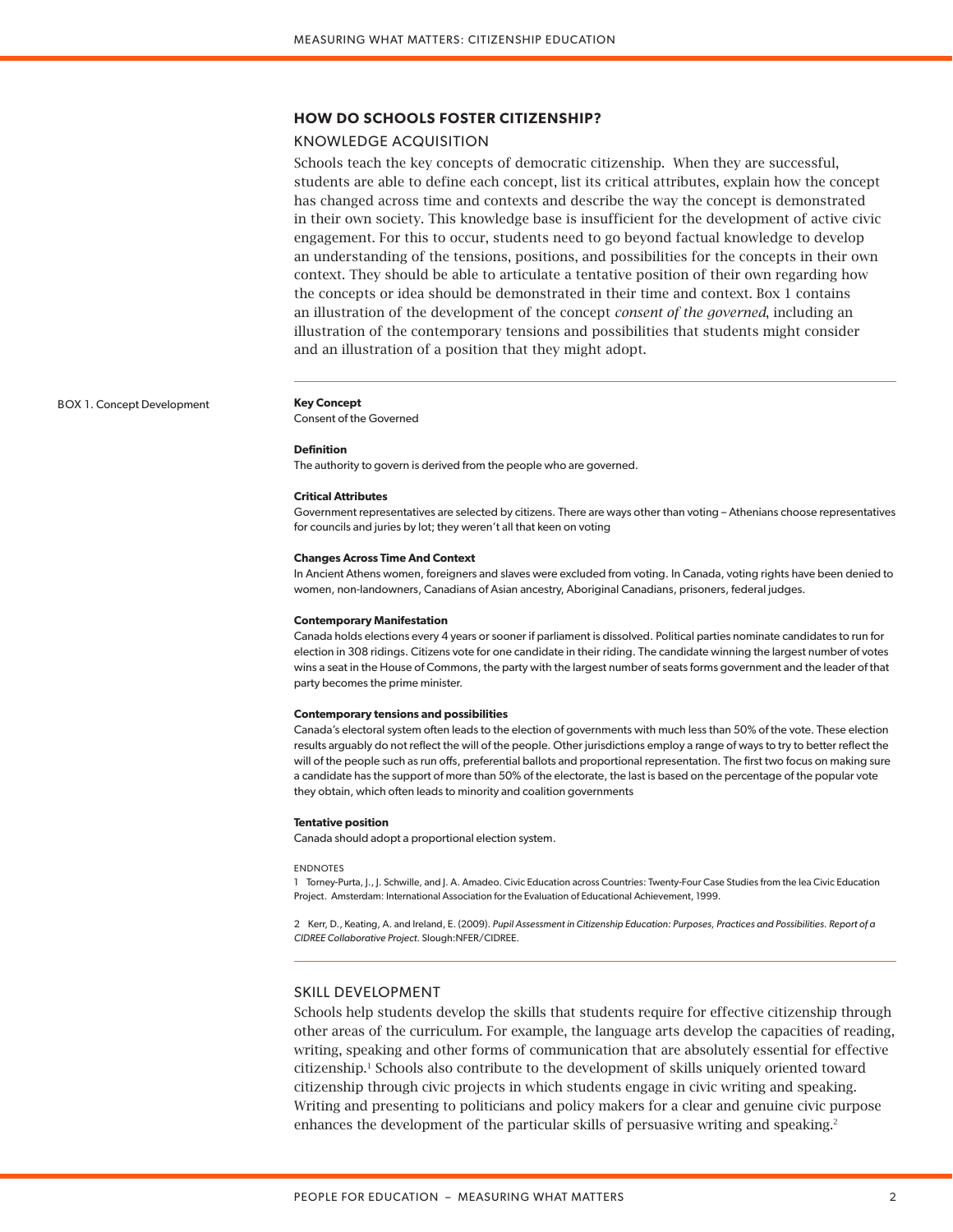## HOW DO SCHOOLS FOSTER CITIZENSHIP?

### KNOWLEDGE ACQUISITION

Schools teach the key concepts of democratic citizenship. When they are successful, students are able to define each concept, list its critical attributes, explain how the concept has changed across time and contexts and describe the way the concept is demonstrated in their own society. This knowledge base is insufficient for the development of active civic engagement. For this to occur, students need to go beyond factual knowledge to develop an understanding of the tensions, positions, and possibilities for the concepts in their own context. They should be able to articulate a tentative position of their own regarding how the concepts or idea should be demonstrated in their time and context. Box 1 contains an illustration of the development of the concept *consent of the governed*, including an illustration of the contemporary tensions and possibilities that students might consider and an illustration of a position that they might adopt.

BOX 1. Concept Development

**Key Concept**
Consent of the Governed

**Definition**
The authority to govern is derived from the people who are governed.

**Critical Attributes**
Government representatives are selected by citizens. There are ways other than voting – Athenians choose representatives for councils and juries by lot; they weren't all that keen on voting

**Changes Across Time And Context**
In Ancient Athens women, foreigners and slaves were excluded from voting. In Canada, voting rights have been denied to women, non-landowners, Canadians of Asian ancestry, Aboriginal Canadians, prisoners, federal judges.

**Contemporary Manifestation**
Canada holds elections every 4 years or sooner if parliament is dissolved. Political parties nominate candidates to run for election in 308 ridings. Citizens vote for one candidate in their riding. The candidate winning the largest number of votes wins a seat in the House of Commons, the party with the largest number of seats forms government and the leader of that party becomes the prime minister.

**Contemporary tensions and possibilities**
Canada's electoral system often leads to the election of governments with much less than 50% of the vote. These election results arguably do not reflect the will of the people. Other jurisdictions employ a range of ways to try to better reflect the will of the people such as run offs, preferential ballots and proportional representation. The first two focus on making sure a candidate has the support of more than 50% of the electorate, the last is based on the percentage of the popular vote they obtain, which often leads to minority and coalition governments

**Tentative position**
Canada should adopt a proportional election system.

ENDNOTES

1 Torney-Purta, J., J. Schwille, and J. A. Amadeo. Civic Education across Countries: Twenty-Four Case Studies from the Iea Civic Education Project. Amsterdam: International Association for the Evaluation of Educational Achievement, 1999.

2 Kerr, D., Keating, A. and Ireland, E. (2009). *Pupil Assessment in Citizenship Education: Purposes, Practices and Possibilities. Report of a CIDREE Collaborative Project.* Slough:NFER/CIDREE.

### SKILL DEVELOPMENT

Schools help students develop the skills that students require for effective citizenship through other areas of the curriculum. For example, the language arts develop the capacities of reading, writing, speaking and other forms of communication that are absolutely essential for effective citizenship.[1] Schools also contribute to the development of skills uniquely oriented toward citizenship through civic projects in which students engage in civic writing and speaking. Writing and presenting to politicians and policy makers for a clear and genuine civic purpose enhances the development of the particular skills of persuasive writing and speaking.[2]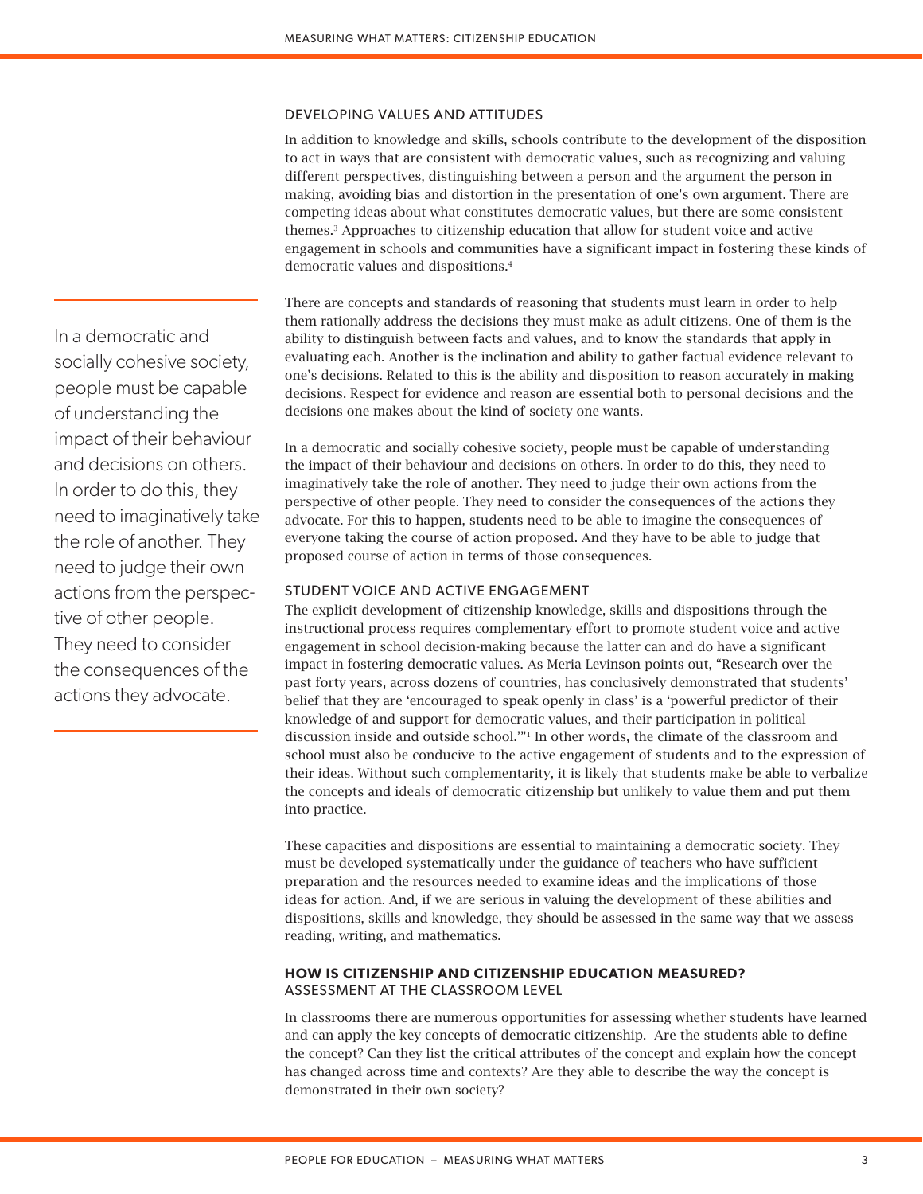## DEVELOPING VALUES AND ATTITUDES

In addition to knowledge and skills, schools contribute to the development of the disposition to act in ways that are consistent with democratic values, such as recognizing and valuing different perspectives, distinguishing between a person and the argument the person in making, avoiding bias and distortion in the presentation of one's own argument. There are competing ideas about what constitutes democratic values, but there are some consistent themes.[3] Approaches to citizenship education that allow for student voice and active engagement in schools and communities have a significant impact in fostering these kinds of democratic values and dispositions.[4]

There are concepts and standards of reasoning that students must learn in order to help them rationally address the decisions they must make as adult citizens. One of them is the ability to distinguish between facts and values, and to know the standards that apply in evaluating each. Another is the inclination and ability to gather factual evidence relevant to one's decisions. Related to this is the ability and disposition to reason accurately in making decisions. Respect for evidence and reason are essential both to personal decisions and the decisions one makes about the kind of society one wants.

> In a democratic and socially cohesive society, people must be capable of understanding the impact of their behaviour and decisions on others. In order to do this, they need to imaginatively take the role of another. They need to judge their own actions from the perspective of other people. They need to consider the consequences of the actions they advocate.

In a democratic and socially cohesive society, people must be capable of understanding the impact of their behaviour and decisions on others. In order to do this, they need to imaginatively take the role of another. They need to judge their own actions from the perspective of other people. They need to consider the consequences of the actions they advocate. For this to happen, students need to be able to imagine the consequences of everyone taking the course of action proposed. And they have to be able to judge that proposed course of action in terms of those consequences.

## STUDENT VOICE AND ACTIVE ENGAGEMENT

The explicit development of citizenship knowledge, skills and dispositions through the instructional process requires complementary effort to promote student voice and active engagement in school decision-making because the latter can and do have a significant impact in fostering democratic values. As Meria Levinson points out, "Research over the past forty years, across dozens of countries, has conclusively demonstrated that students' belief that they are 'encouraged to speak openly in class' is a 'powerful predictor of their knowledge of and support for democratic values, and their participation in political discussion inside and outside school.'"[1] In other words, the climate of the classroom and school must also be conducive to the active engagement of students and to the expression of their ideas. Without such complementarity, it is likely that students make be able to verbalize the concepts and ideals of democratic citizenship but unlikely to value them and put them into practice.

These capacities and dispositions are essential to maintaining a democratic society. They must be developed systematically under the guidance of teachers who have sufficient preparation and the resources needed to examine ideas and the implications of those ideas for action. And, if we are serious in valuing the development of these abilities and dispositions, skills and knowledge, they should be assessed in the same way that we assess reading, writing, and mathematics.

## HOW IS CITIZENSHIP AND CITIZENSHIP EDUCATION MEASURED?

### ASSESSMENT AT THE CLASSROOM LEVEL

In classrooms there are numerous opportunities for assessing whether students have learned and can apply the key concepts of democratic citizenship. Are the students able to define the concept? Can they list the critical attributes of the concept and explain how the concept has changed across time and contexts? Are they able to describe the way the concept is demonstrated in their own society?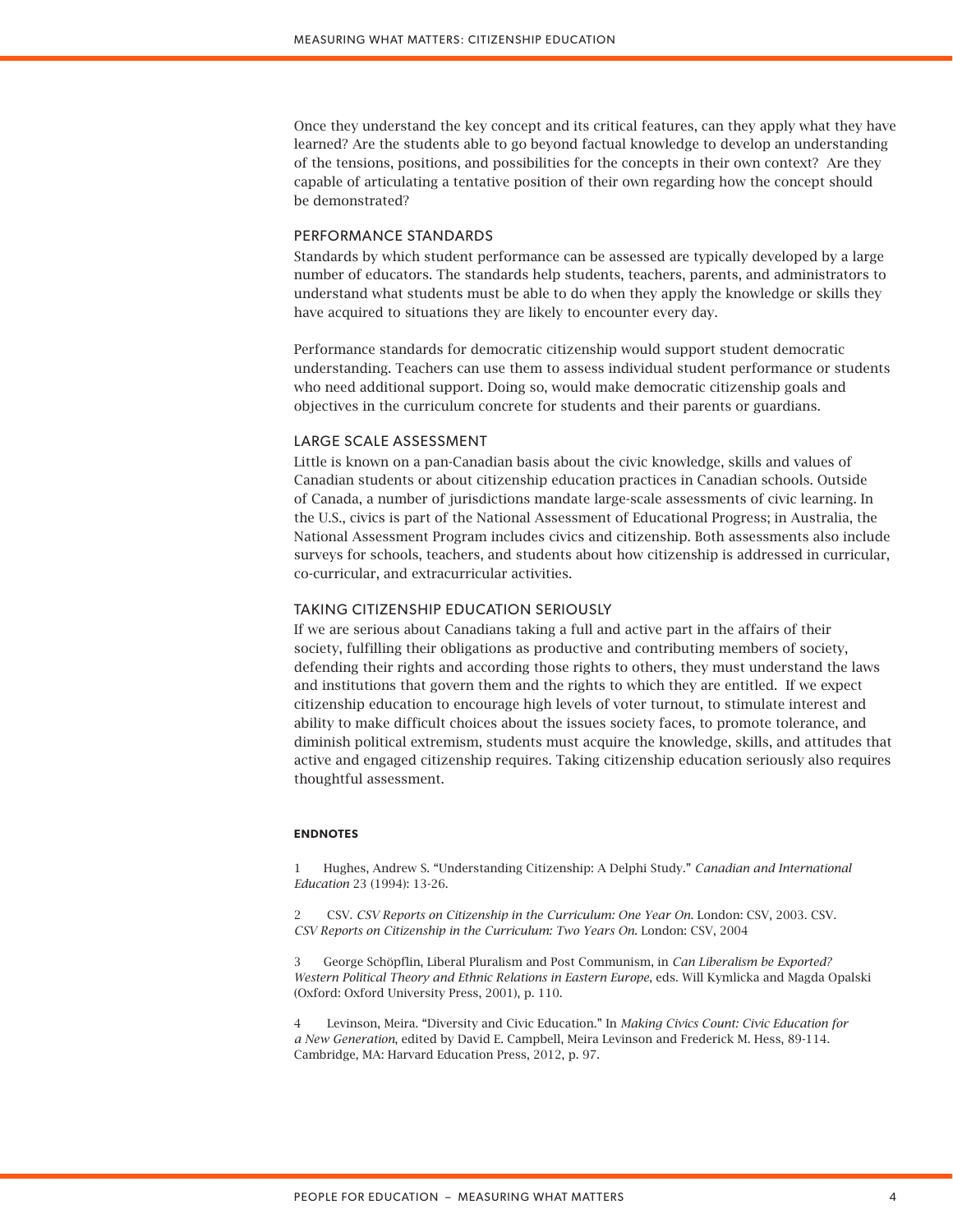Once they understand the key concept and its critical features, can they apply what they have learned? Are the students able to go beyond factual knowledge to develop an understanding of the tensions, positions, and possibilities for the concepts in their own context? Are they capable of articulating a tentative position of their own regarding how the concept should be demonstrated?

## PERFORMANCE STANDARDS

Standards by which student performance can be assessed are typically developed by a large number of educators. The standards help students, teachers, parents, and administrators to understand what students must be able to do when they apply the knowledge or skills they have acquired to situations they are likely to encounter every day.

Performance standards for democratic citizenship would support student democratic understanding. Teachers can use them to assess individual student performance or students who need additional support. Doing so, would make democratic citizenship goals and objectives in the curriculum concrete for students and their parents or guardians.

## LARGE SCALE ASSESSMENT

Little is known on a pan-Canadian basis about the civic knowledge, skills and values of Canadian students or about citizenship education practices in Canadian schools. Outside of Canada, a number of jurisdictions mandate large-scale assessments of civic learning. In the U.S., civics is part of the National Assessment of Educational Progress; in Australia, the National Assessment Program includes civics and citizenship. Both assessments also include surveys for schools, teachers, and students about how citizenship is addressed in curricular, co-curricular, and extracurricular activities.

## TAKING CITIZENSHIP EDUCATION SERIOUSLY

If we are serious about Canadians taking a full and active part in the affairs of their society, fulfilling their obligations as productive and contributing members of society, defending their rights and according those rights to others, they must understand the laws and institutions that govern them and the rights to which they are entitled. If we expect citizenship education to encourage high levels of voter turnout, to stimulate interest and ability to make difficult choices about the issues society faces, to promote tolerance, and diminish political extremism, students must acquire the knowledge, skills, and attitudes that active and engaged citizenship requires. Taking citizenship education seriously also requires thoughtful assessment.

**ENDNOTES**

1 Hughes, Andrew S. "Understanding Citizenship: A Delphi Study." *Canadian and International Education* 23 (1994): 13-26.

2 CSV. *CSV Reports on Citizenship in the Curriculum: One Year On*. London: CSV, 2003. CSV. *CSV Reports on Citizenship in the Curriculum: Two Years On*. London: CSV, 2004

3 George Schöpflin, Liberal Pluralism and Post Communism, in *Can Liberalism be Exported? Western Political Theory and Ethnic Relations in Eastern Europe*, eds. Will Kymlicka and Magda Opalski (Oxford: Oxford University Press, 2001), p. 110.

4 Levinson, Meira. "Diversity and Civic Education." In *Making Civics Count: Civic Education for a New Generation*, edited by David E. Campbell, Meira Levinson and Frederick M. Hess, 89-114. Cambridge, MA: Harvard Education Press, 2012, p. 97.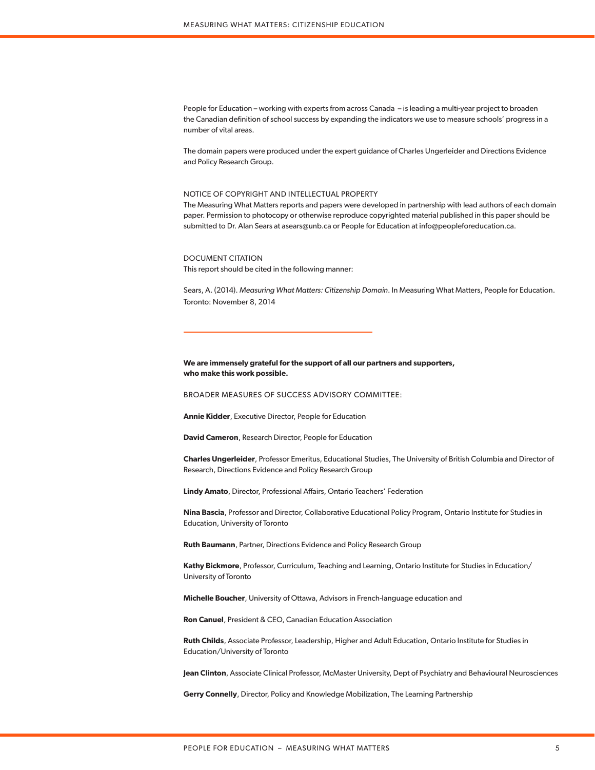People for Education – working with experts from across Canada – is leading a multi-year project to broaden the Canadian definition of school success by expanding the indicators we use to measure schools' progress in a number of vital areas.

The domain papers were produced under the expert guidance of Charles Ungerleider and Directions Evidence and Policy Research Group.

NOTICE OF COPYRIGHT AND INTELLECTUAL PROPERTY
The Measuring What Matters reports and papers were developed in partnership with lead authors of each domain paper. Permission to photocopy or otherwise reproduce copyrighted material published in this paper should be submitted to Dr. Alan Sears at asears@unb.ca or People for Education at info@peopleforeducation.ca.

DOCUMENT CITATION
This report should be cited in the following manner:

Sears, A. (2014). *Measuring What Matters: Citizenship Domain*. In Measuring What Matters, People for Education. Toronto: November 8, 2014

---

**We are immensely grateful for the support of all our partners and supporters, who make this work possible.**

BROADER MEASURES OF SUCCESS ADVISORY COMMITTEE:

**Annie Kidder**, Executive Director, People for Education

**David Cameron**, Research Director, People for Education

**Charles Ungerleider**, Professor Emeritus, Educational Studies, The University of British Columbia and Director of Research, Directions Evidence and Policy Research Group

**Lindy Amato**, Director, Professional Affairs, Ontario Teachers' Federation

**Nina Bascia**, Professor and Director, Collaborative Educational Policy Program, Ontario Institute for Studies in Education, University of Toronto

**Ruth Baumann**, Partner, Directions Evidence and Policy Research Group

**Kathy Bickmore**, Professor, Curriculum, Teaching and Learning, Ontario Institute for Studies in Education/ University of Toronto

**Michelle Boucher**, University of Ottawa, Advisors in French-language education and

**Ron Canuel**, President & CEO, Canadian Education Association

**Ruth Childs**, Associate Professor, Leadership, Higher and Adult Education, Ontario Institute for Studies in Education/University of Toronto

**Jean Clinton**, Associate Clinical Professor, McMaster University, Dept of Psychiatry and Behavioural Neurosciences

**Gerry Connelly**, Director, Policy and Knowledge Mobilization, The Learning Partnership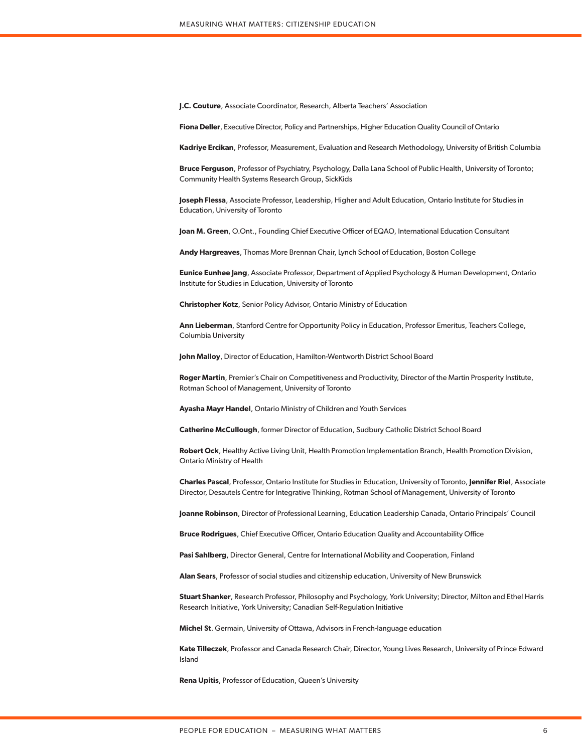**J.C. Couture**, Associate Coordinator, Research, Alberta Teachers' Association

**Fiona Deller**, Executive Director, Policy and Partnerships, Higher Education Quality Council of Ontario

**Kadriye Ercikan**, Professor, Measurement, Evaluation and Research Methodology, University of British Columbia

**Bruce Ferguson**, Professor of Psychiatry, Psychology, Dalla Lana School of Public Health, University of Toronto; Community Health Systems Research Group, SickKids

**Joseph Flessa**, Associate Professor, Leadership, Higher and Adult Education, Ontario Institute for Studies in Education, University of Toronto

**Joan M. Green**, O.Ont., Founding Chief Executive Officer of EQAO, International Education Consultant

**Andy Hargreaves**, Thomas More Brennan Chair, Lynch School of Education, Boston College

**Eunice Eunhee Jang**, Associate Professor, Department of Applied Psychology & Human Development, Ontario Institute for Studies in Education, University of Toronto

**Christopher Kotz**, Senior Policy Advisor, Ontario Ministry of Education

**Ann Lieberman**, Stanford Centre for Opportunity Policy in Education, Professor Emeritus, Teachers College, Columbia University

**John Malloy**, Director of Education, Hamilton-Wentworth District School Board

**Roger Martin**, Premier's Chair on Competitiveness and Productivity, Director of the Martin Prosperity Institute, Rotman School of Management, University of Toronto

**Ayasha Mayr Handel**, Ontario Ministry of Children and Youth Services

**Catherine McCullough**, former Director of Education, Sudbury Catholic District School Board

**Robert Ock**, Healthy Active Living Unit, Health Promotion Implementation Branch, Health Promotion Division, Ontario Ministry of Health

**Charles Pascal**, Professor, Ontario Institute for Studies in Education, University of Toronto, **Jennifer Riel**, Associate Director, Desautels Centre for Integrative Thinking, Rotman School of Management, University of Toronto

**Joanne Robinson**, Director of Professional Learning, Education Leadership Canada, Ontario Principals' Council

**Bruce Rodrigues**, Chief Executive Officer, Ontario Education Quality and Accountability Office

**Pasi Sahlberg**, Director General, Centre for International Mobility and Cooperation, Finland

**Alan Sears**, Professor of social studies and citizenship education, University of New Brunswick

**Stuart Shanker**, Research Professor, Philosophy and Psychology, York University; Director, Milton and Ethel Harris Research Initiative, York University; Canadian Self-Regulation Initiative

**Michel St**. Germain, University of Ottawa, Advisors in French-language education

**Kate Tilleczek**, Professor and Canada Research Chair, Director, Young Lives Research, University of Prince Edward Island

**Rena Upitis**, Professor of Education, Queen's University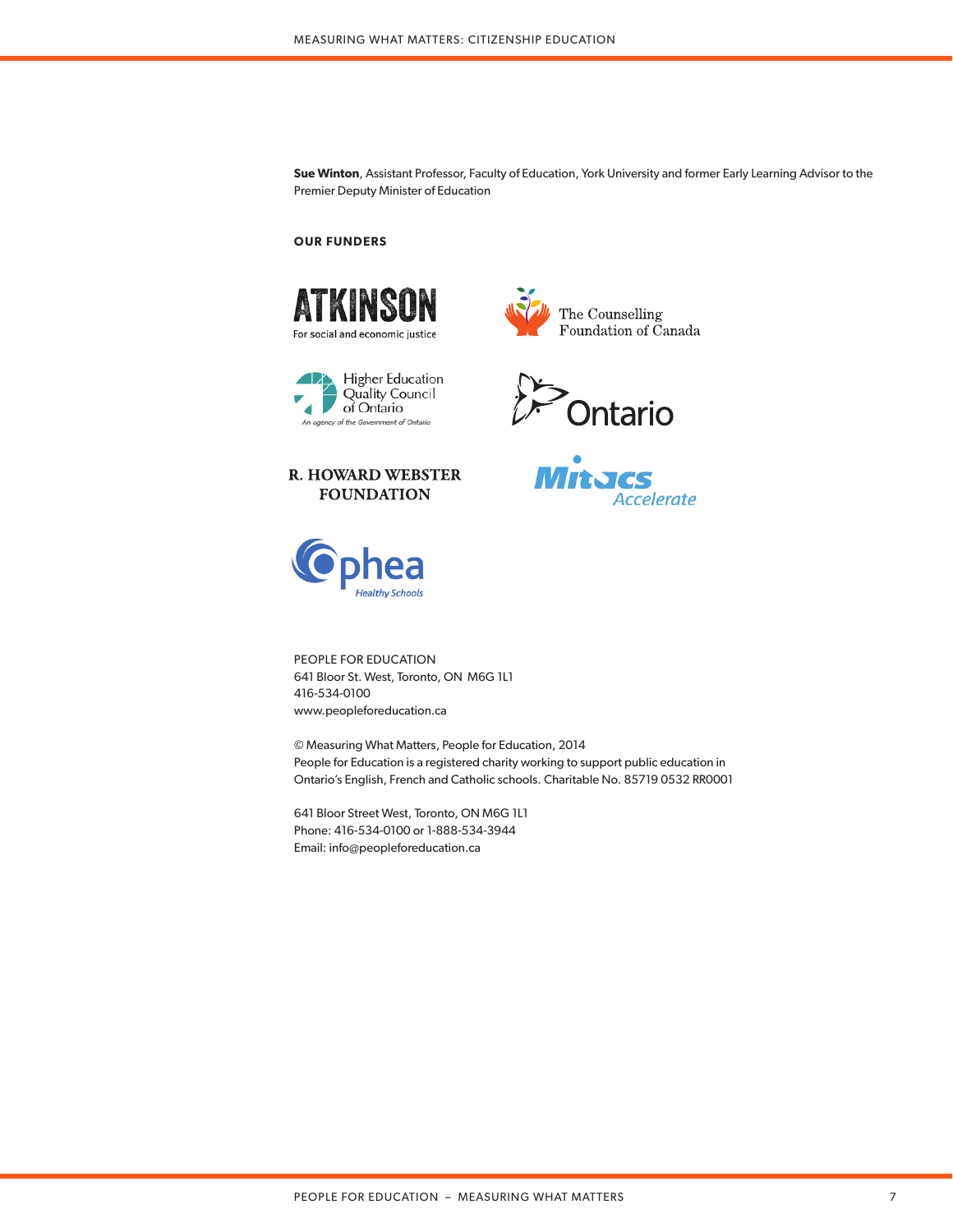**Sue Winton**, Assistant Professor, Faculty of Education, York University and former Early Learning Advisor to the Premier Deputy Minister of Education

**OUR FUNDERS**

ATKINSON
For social and economic justice

The Counselling Foundation of Canada

Higher Education Quality Council of Ontario
An agency of the Government of Ontario

Ontario

R. HOWARD WEBSTER FOUNDATION

Mitacs Accelerate

ophea
Healthy Schools

PEOPLE FOR EDUCATION
641 Bloor St. West, Toronto, ON M6G 1L1
416-534-0100
www.peopleforeducation.ca

© Measuring What Matters, People for Education, 2014
People for Education is a registered charity working to support public education in Ontario's English, French and Catholic schools. Charitable No. 85719 0532 RR0001

641 Bloor Street West, Toronto, ON M6G 1L1
Phone: 416-534-0100 or 1-888-534-3944
Email: info@peopleforeducation.ca